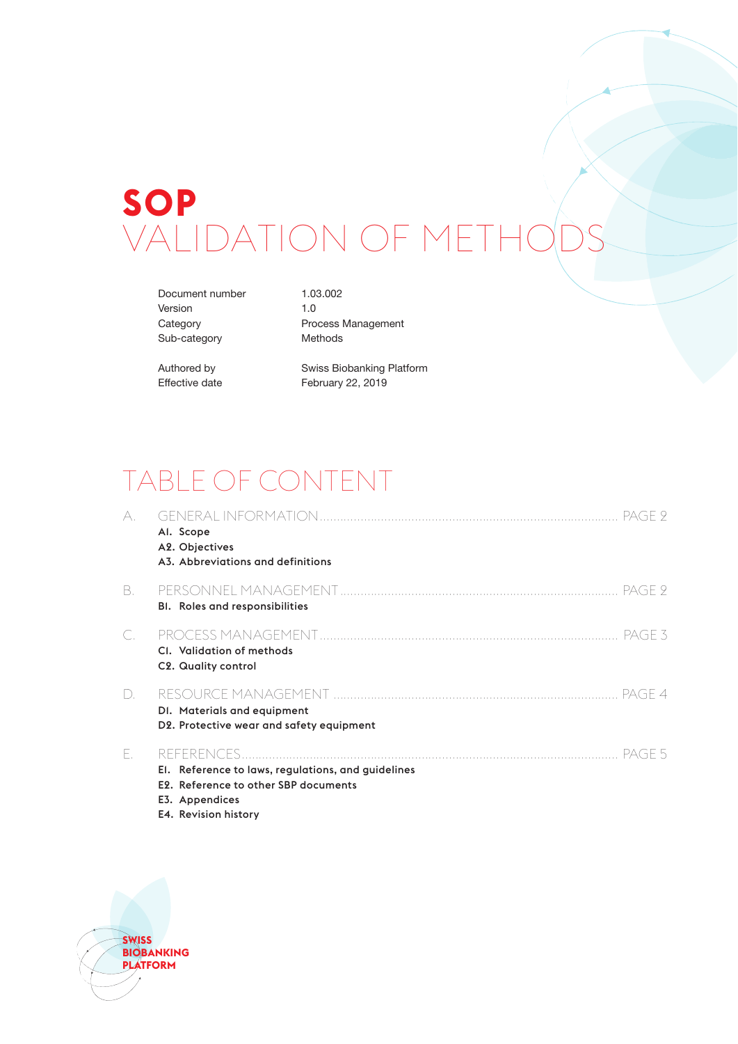# SOP
# VALIDATION OF METHODS

| | |
|---|---|
| Document number | 1.03.002 |
| Version | 1.0 |
| Category | Process Management |
| Sub-category | Methods |
| Authored by | Swiss Biobanking Platform |
| Effective date | February 22, 2019 |

## TABLE OF CONTENT

A. GENERAL INFORMATION ........ PAGE 2
- **A1. Scope**
- **A2. Objectives**
- **A3. Abbreviations and definitions**

B. PERSONNEL MANAGEMENT ........ PAGE 2
- **B1. Roles and responsibilities**

C. PROCESS MANAGEMENT ........ PAGE 3
- **C1. Validation of methods**
- **C2. Quality control**

D. RESOURCE MANAGEMENT ........ PAGE 4
- **D1. Materials and equipment**
- **D2. Protective wear and safety equipment**

E. REFERENCES ........ PAGE 5
- **E1. Reference to laws, regulations, and guidelines**
- **E2. Reference to other SBP documents**
- **E3. Appendices**
- **E4. Revision history**

SWISS BIOBANKING PLATFORM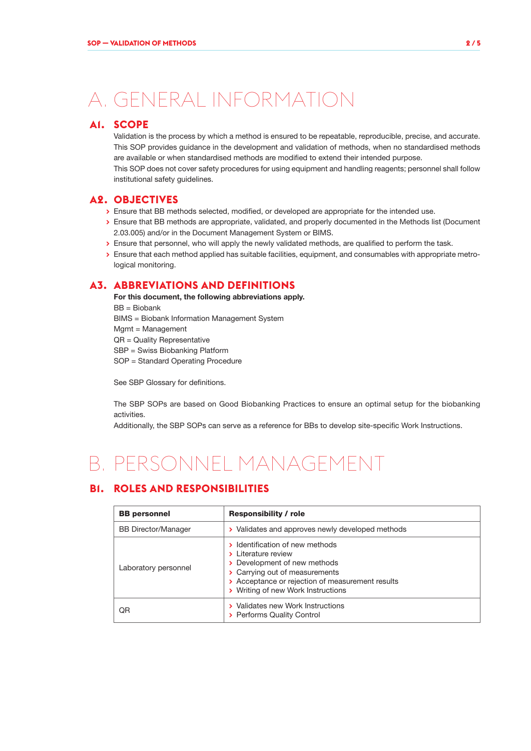# A. GENERAL INFORMATION

## A1. SCOPE

Validation is the process by which a method is ensured to be repeatable, reproducible, precise, and accurate. This SOP provides guidance in the development and validation of methods, when no standardised methods are available or when standardised methods are modified to extend their intended purpose.
This SOP does not cover safety procedures for using equipment and handling reagents; personnel shall follow institutional safety guidelines.

## A2. OBJECTIVES

- Ensure that BB methods selected, modified, or developed are appropriate for the intended use.
- Ensure that BB methods are appropriate, validated, and properly documented in the Methods list (Document 2.03.005) and/or in the Document Management System or BIMS.
- Ensure that personnel, who will apply the newly validated methods, are qualified to perform the task.
- Ensure that each method applied has suitable facilities, equipment, and consumables with appropriate metrological monitoring.

## A3. ABBREVIATIONS AND DEFINITIONS

**For this document, the following abbreviations apply.**

BB = Biobank
BIMS = Biobank Information Management System
Mgmt = Management
QR = Quality Representative
SBP = Swiss Biobanking Platform
SOP = Standard Operating Procedure

See SBP Glossary for definitions.

The SBP SOPs are based on Good Biobanking Practices to ensure an optimal setup for the biobanking activities.
Additionally, the SBP SOPs can serve as a reference for BBs to develop site-specific Work Instructions.

# B. PERSONNEL MANAGEMENT

## B1. ROLES AND RESPONSIBILITIES

| BB personnel | Responsibility / role |
|---|---|
| BB Director/Manager | › Validates and approves newly developed methods |
| Laboratory personnel | › Identification of new methods<br>› Literature review<br>› Development of new methods<br>› Carrying out of measurements<br>› Acceptance or rejection of measurement results<br>› Writing of new Work Instructions |
| QR | › Validates new Work Instructions<br>› Performs Quality Control |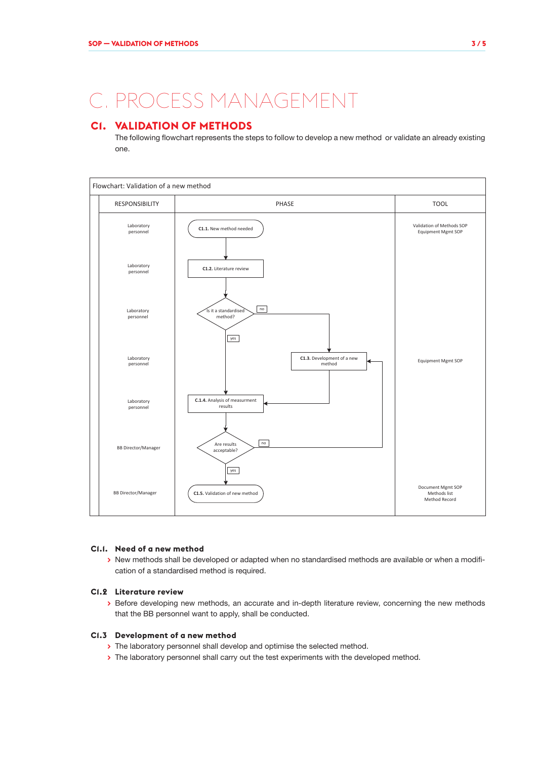# C. PROCESS MANAGEMENT

## C1. VALIDATION OF METHODS

The following flowchart represents the steps to follow to develop a new method or validate an already existing one.

Flowchart: Validation of a new method

| RESPONSIBILITY | PHASE | TOOL |
|---|---|---|
| Laboratory personnel | C1.1. New method needed | Validation of Methods SOP<br>Equipment Mgmt SOP |
| Laboratory personnel | C1.2. Literature review | |
| Laboratory personnel | Is it a standardised method? (yes → C.1.4; no → C1.3) | |
| Laboratory personnel | C1.3. Development of a new method | Equipment Mgmt SOP |
| Laboratory personnel | C.1.4. Analysis of measurment results | |
| BB Director/Manager | Are results acceptable? (yes → C1.5; no → C1.3) | |
| BB Director/Manager | C1.5. Validation of new method | Document Mgmt SOP<br>Methods list<br>Method Record |

### C1.1. Need of a new method

- New methods shall be developed or adapted when no standardised methods are available or when a modification of a standardised method is required.

### C1.2 Literature review

- Before developing new methods, an accurate and in-depth literature review, concerning the new methods that the BB personnel want to apply, shall be conducted.

### C1.3 Development of a new method

- The laboratory personnel shall develop and optimise the selected method.
- The laboratory personnel shall carry out the test experiments with the developed method.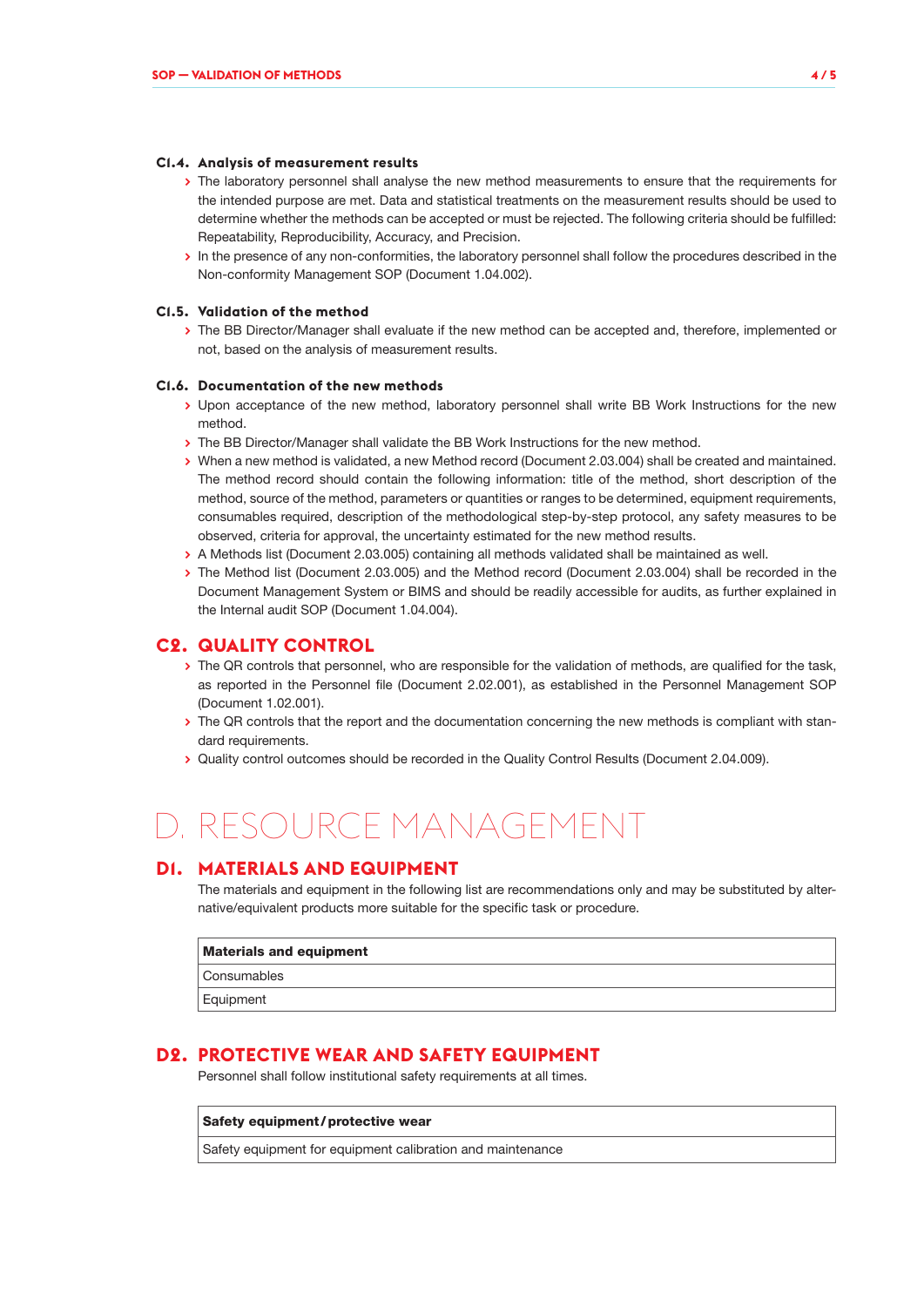### C1.4. Analysis of measurement results

- The laboratory personnel shall analyse the new method measurements to ensure that the requirements for the intended purpose are met. Data and statistical treatments on the measurement results should be used to determine whether the methods can be accepted or must be rejected. The following criteria should be fulfilled: Repeatability, Reproducibility, Accuracy, and Precision.
- In the presence of any non-conformities, the laboratory personnel shall follow the procedures described in the Non-conformity Management SOP (Document 1.04.002).

### C1.5. Validation of the method

- The BB Director/Manager shall evaluate if the new method can be accepted and, therefore, implemented or not, based on the analysis of measurement results.

### C1.6. Documentation of the new methods

- Upon acceptance of the new method, laboratory personnel shall write BB Work Instructions for the new method.
- The BB Director/Manager shall validate the BB Work Instructions for the new method.
- When a new method is validated, a new Method record (Document 2.03.004) shall be created and maintained. The method record should contain the following information: title of the method, short description of the method, source of the method, parameters or quantities or ranges to be determined, equipment requirements, consumables required, description of the methodological step-by-step protocol, any safety measures to be observed, criteria for approval, the uncertainty estimated for the new method results.
- A Methods list (Document 2.03.005) containing all methods validated shall be maintained as well.
- The Method list (Document 2.03.005) and the Method record (Document 2.03.004) shall be recorded in the Document Management System or BIMS and should be readily accessible for audits, as further explained in the Internal audit SOP (Document 1.04.004).

## C2. QUALITY CONTROL

- The QR controls that personnel, who are responsible for the validation of methods, are qualified for the task, as reported in the Personnel file (Document 2.02.001), as established in the Personnel Management SOP (Document 1.02.001).
- The QR controls that the report and the documentation concerning the new methods is compliant with standard requirements.
- Quality control outcomes should be recorded in the Quality Control Results (Document 2.04.009).

# D. RESOURCE MANAGEMENT

## D1. MATERIALS AND EQUIPMENT

The materials and equipment in the following list are recommendations only and may be substituted by alternative/equivalent products more suitable for the specific task or procedure.

| **Materials and equipment** |
|---|
| Consumables |
| Equipment |

## D2. PROTECTIVE WEAR AND SAFETY EQUIPMENT

Personnel shall follow institutional safety requirements at all times.

| **Safety equipment/protective wear** |
|---|
| Safety equipment for equipment calibration and maintenance |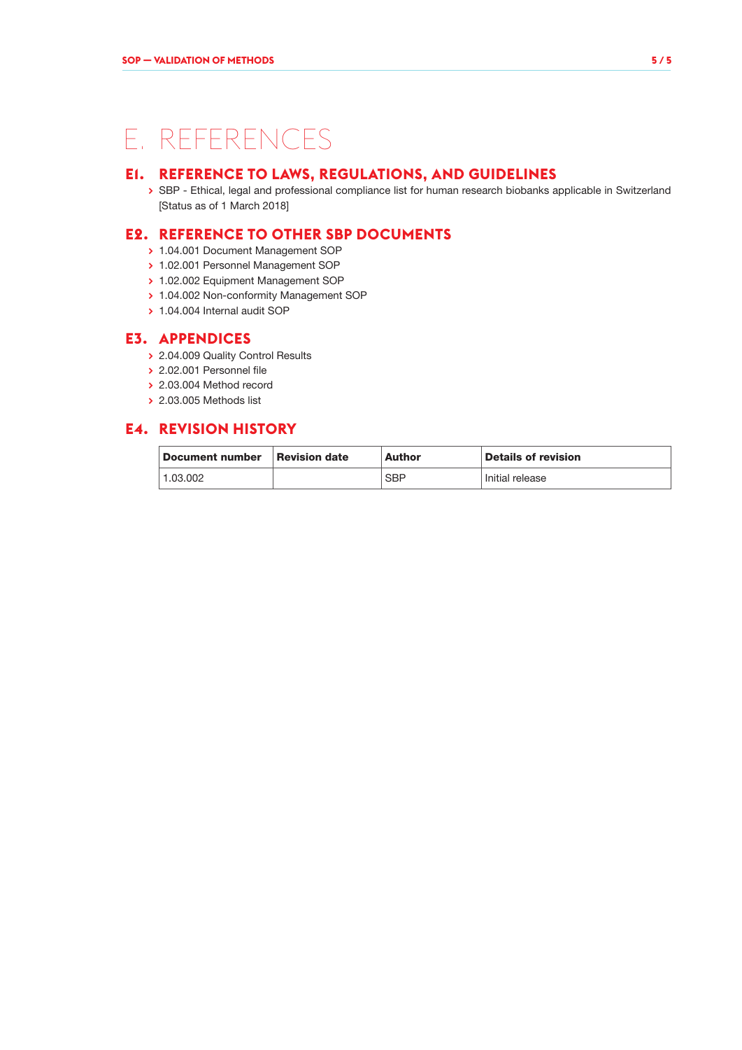# E. REFERENCES

## E1. REFERENCE TO LAWS, REGULATIONS, AND GUIDELINES

- SBP - Ethical, legal and professional compliance list for human research biobanks applicable in Switzerland [Status as of 1 March 2018]

## E2. REFERENCE TO OTHER SBP DOCUMENTS

- 1.04.001 Document Management SOP
- 1.02.001 Personnel Management SOP
- 1.02.002 Equipment Management SOP
- 1.04.002 Non-conformity Management SOP
- 1.04.004 Internal audit SOP

## E3. APPENDICES

- 2.04.009 Quality Control Results
- 2.02.001 Personnel file
- 2.03.004 Method record
- 2.03.005 Methods list

## E4. REVISION HISTORY

| Document number | Revision date | Author | Details of revision |
|---|---|---|---|
| 1.03.002 | | SBP | Initial release |